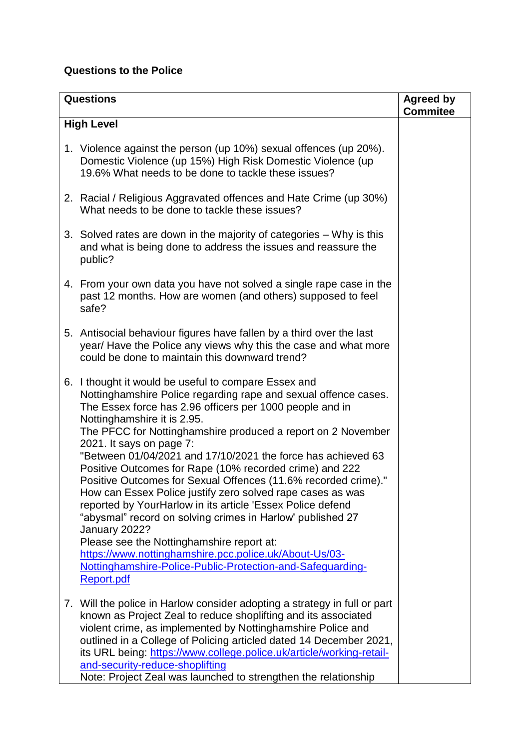**Questions to the Police**

| Questions | Agreed by Commitee |
|---|---|
| **High Level** | |
| 1. Violence against the person (up 10%) sexual offences (up 20%). Domestic Violence (up 15%) High Risk Domestic Violence (up 19.6% What needs to be done to tackle these issues? | |
| 2. Racial / Religious Aggravated offences and Hate Crime (up 30%) What needs to be done to tackle these issues? | |
| 3. Solved rates are down in the majority of categories – Why is this and what is being done to address the issues and reassure the public? | |
| 4. From your own data you have not solved a single rape case in the past 12 months. How are women (and others) supposed to feel safe? | |
| 5. Antisocial behaviour figures have fallen by a third over the last year/ Have the Police any views why this the case and what more could be done to maintain this downward trend? | |
| 6. I thought it would be useful to compare Essex and Nottinghamshire Police regarding rape and sexual offence cases. The Essex force has 2.96 officers per 1000 people and in Nottinghamshire it is 2.95. The PFCC for Nottinghamshire produced a report on 2 November 2021. It says on page 7: "Between 01/04/2021 and 17/10/2021 the force has achieved 63 Positive Outcomes for Rape (10% recorded crime) and 222 Positive Outcomes for Sexual Offences (11.6% recorded crime)." How can Essex Police justify zero solved rape cases as was reported by YourHarlow in its article 'Essex Police defend "abysmal" record on solving crimes in Harlow' published 27 January 2022? Please see the Nottinghamshire report at: [https://www.nottinghamshire.pcc.police.uk/About-Us/03-Nottinghamshire-Police-Public-Protection-and-Safeguarding-Report.pdf](https://www.nottinghamshire.pcc.police.uk/About-Us/03-Nottinghamshire-Police-Public-Protection-and-Safeguarding-Report.pdf) | |
| 7. Will the police in Harlow consider adopting a strategy in full or part known as Project Zeal to reduce shoplifting and its associated violent crime, as implemented by Nottinghamshire Police and outlined in a College of Policing articled dated 14 December 2021, its URL being: [https://www.college.police.uk/article/working-retail-and-security-reduce-shoplifting](https://www.college.police.uk/article/working-retail-and-security-reduce-shoplifting) Note: Project Zeal was launched to strengthen the relationship | |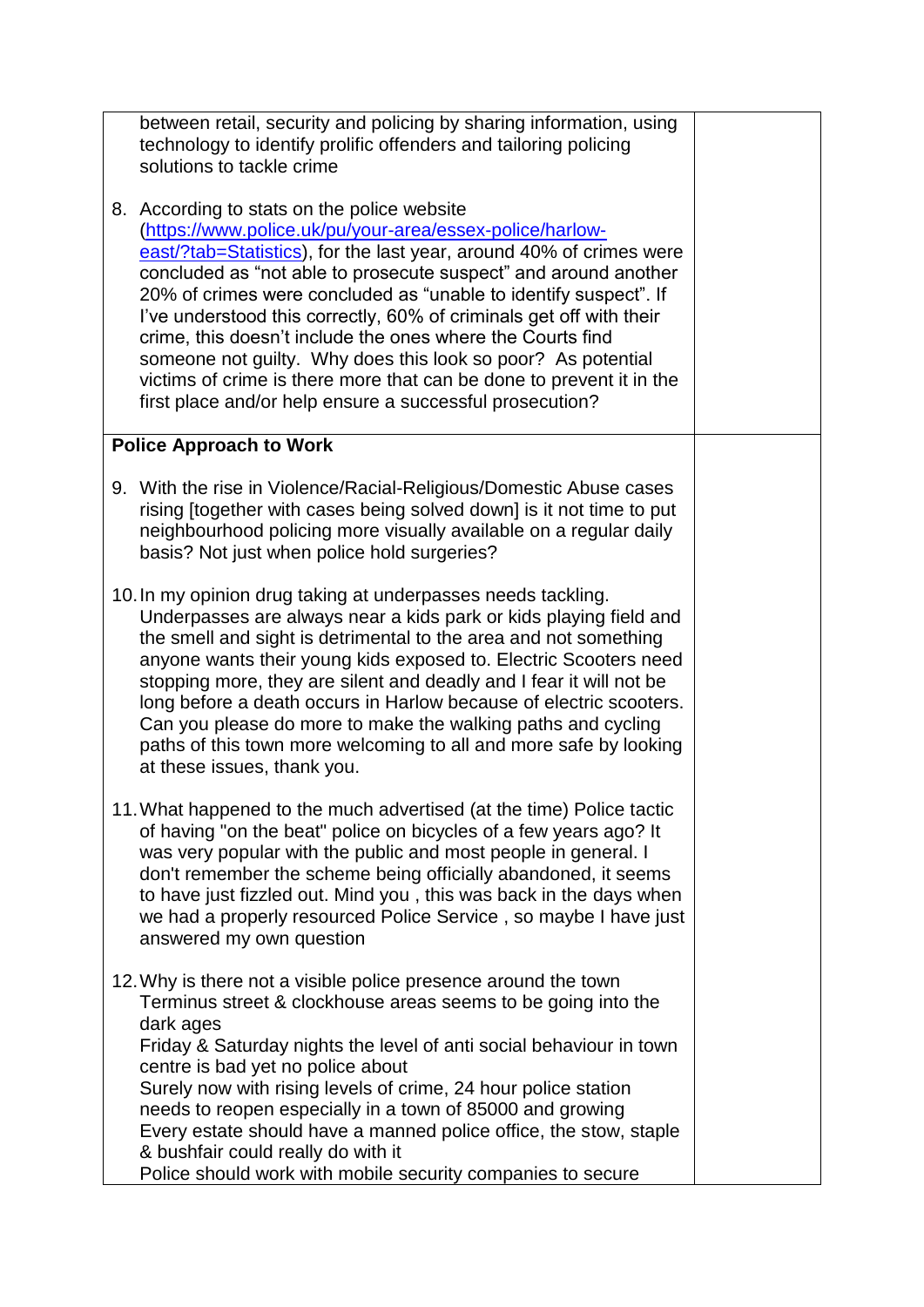| | |
|---|---|
| between retail, security and policing by sharing information, using technology to identify prolific offenders and tailoring policing solutions to tackle crime<br><br>8. According to stats on the police website (https://www.police.uk/pu/your-area/essex-police/harlow-east/?tab=Statistics), for the last year, around 40% of crimes were concluded as "not able to prosecute suspect" and around another 20% of crimes were concluded as "unable to identify suspect". If I've understood this correctly, 60% of criminals get off with their crime, this doesn't include the ones where the Courts find someone not guilty. Why does this look so poor? As potential victims of crime is there more that can be done to prevent it in the first place and/or help ensure a successful prosecution? | |
| **Police Approach to Work**<br><br>9. With the rise in Violence/Racial-Religious/Domestic Abuse cases rising [together with cases being solved down] is it not time to put neighbourhood policing more visually available on a regular daily basis? Not just when police hold surgeries?<br><br>10. In my opinion drug taking at underpasses needs tackling. Underpasses are always near a kids park or kids playing field and the smell and sight is detrimental to the area and not something anyone wants their young kids exposed to. Electric Scooters need stopping more, they are silent and deadly and I fear it will not be long before a death occurs in Harlow because of electric scooters. Can you please do more to make the walking paths and cycling paths of this town more welcoming to all and more safe by looking at these issues, thank you.<br><br>11. What happened to the much advertised (at the time) Police tactic of having "on the beat" police on bicycles of a few years ago? It was very popular with the public and most people in general. I don't remember the scheme being officially abandoned, it seems to have just fizzled out. Mind you , this was back in the days when we had a properly resourced Police Service , so maybe I have just answered my own question<br><br>12. Why is there not a visible police presence around the town Terminus street & clockhouse areas seems to be going into the dark ages<br>Friday & Saturday nights the level of anti social behaviour in town centre is bad yet no police about<br>Surely now with rising levels of crime, 24 hour police station needs to reopen especially in a town of 85000 and growing<br>Every estate should have a manned police office, the stow, staple & bushfair could really do with it<br>Police should work with mobile security companies to secure | |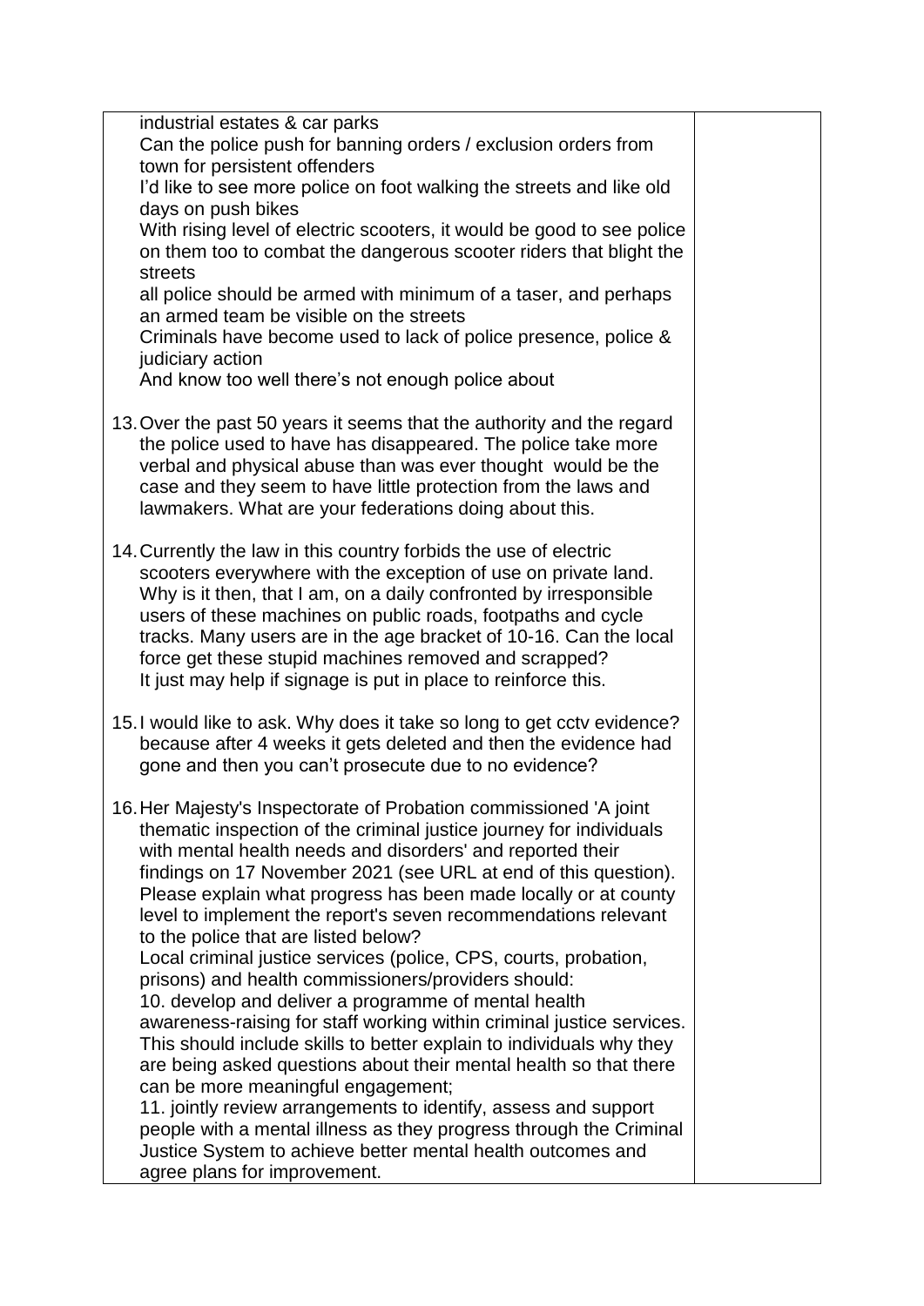industrial estates & car parks
Can the police push for banning orders / exclusion orders from town for persistent offenders
I'd like to see more police on foot walking the streets and like old days on push bikes
With rising level of electric scooters, it would be good to see police on them too to combat the dangerous scooter riders that blight the streets
all police should be armed with minimum of a taser, and perhaps an armed team be visible on the streets
Criminals have become used to lack of police presence, police & judiciary action
And know too well there's not enough police about

13. Over the past 50 years it seems that the authority and the regard the police used to have has disappeared. The police take more verbal and physical abuse than was ever thought would be the case and they seem to have little protection from the laws and lawmakers. What are your federations doing about this.

14. Currently the law in this country forbids the use of electric scooters everywhere with the exception of use on private land. Why is it then, that I am, on a daily confronted by irresponsible users of these machines on public roads, footpaths and cycle tracks. Many users are in the age bracket of 10-16. Can the local force get these stupid machines removed and scrapped?
It just may help if signage is put in place to reinforce this.

15. I would like to ask. Why does it take so long to get cctv evidence? because after 4 weeks it gets deleted and then the evidence had gone and then you can't prosecute due to no evidence?

16. Her Majesty's Inspectorate of Probation commissioned 'A joint thematic inspection of the criminal justice journey for individuals with mental health needs and disorders' and reported their findings on 17 November 2021 (see URL at end of this question). Please explain what progress has been made locally or at county level to implement the report's seven recommendations relevant to the police that are listed below?
Local criminal justice services (police, CPS, courts, probation, prisons) and health commissioners/providers should:
10. develop and deliver a programme of mental health awareness-raising for staff working within criminal justice services. This should include skills to better explain to individuals why they are being asked questions about their mental health so that there can be more meaningful engagement;
11. jointly review arrangements to identify, assess and support people with a mental illness as they progress through the Criminal Justice System to achieve better mental health outcomes and agree plans for improvement.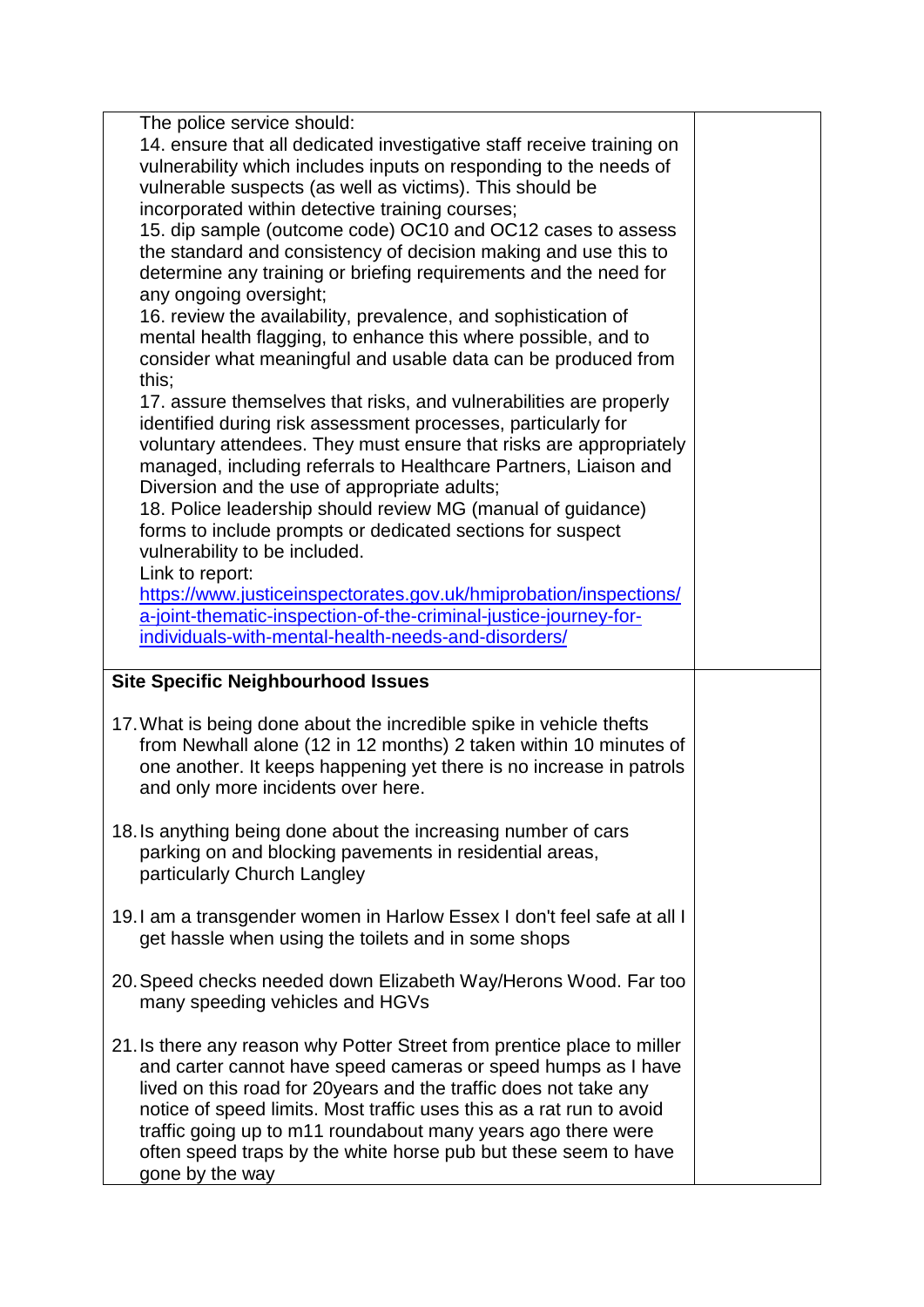| | |
|---|---|
| The police service should:<br>14. ensure that all dedicated investigative staff receive training on vulnerability which includes inputs on responding to the needs of vulnerable suspects (as well as victims). This should be incorporated within detective training courses;<br>15. dip sample (outcome code) OC10 and OC12 cases to assess the standard and consistency of decision making and use this to determine any training or briefing requirements and the need for any ongoing oversight;<br>16. review the availability, prevalence, and sophistication of mental health flagging, to enhance this where possible, and to consider what meaningful and usable data can be produced from this;<br>17. assure themselves that risks, and vulnerabilities are properly identified during risk assessment processes, particularly for voluntary attendees. They must ensure that risks are appropriately managed, including referrals to Healthcare Partners, Liaison and Diversion and the use of appropriate adults;<br>18. Police leadership should review MG (manual of guidance) forms to include prompts or dedicated sections for suspect vulnerability to be included.<br>Link to report:<br>[https://www.justiceinspectorates.gov.uk/hmiprobation/inspections/a-joint-thematic-inspection-of-the-criminal-justice-journey-for-individuals-with-mental-health-needs-and-disorders/](https://www.justiceinspectorates.gov.uk/hmiprobation/inspections/a-joint-thematic-inspection-of-the-criminal-justice-journey-for-individuals-with-mental-health-needs-and-disorders/) | |
| **Site Specific Neighbourhood Issues**<br><br>17. What is being done about the incredible spike in vehicle thefts from Newhall alone (12 in 12 months) 2 taken within 10 minutes of one another. It keeps happening yet there is no increase in patrols and only more incidents over here.<br><br>18. Is anything being done about the increasing number of cars parking on and blocking pavements in residential areas, particularly Church Langley<br><br>19. I am a transgender women in Harlow Essex I don't feel safe at all I get hassle when using the toilets and in some shops<br><br>20. Speed checks needed down Elizabeth Way/Herons Wood. Far too many speeding vehicles and HGVs<br><br>21. Is there any reason why Potter Street from prentice place to miller and carter cannot have speed cameras or speed humps as I have lived on this road for 20years and the traffic does not take any notice of speed limits. Most traffic uses this as a rat run to avoid traffic going up to m11 roundabout many years ago there were often speed traps by the white horse pub but these seem to have gone by the way | |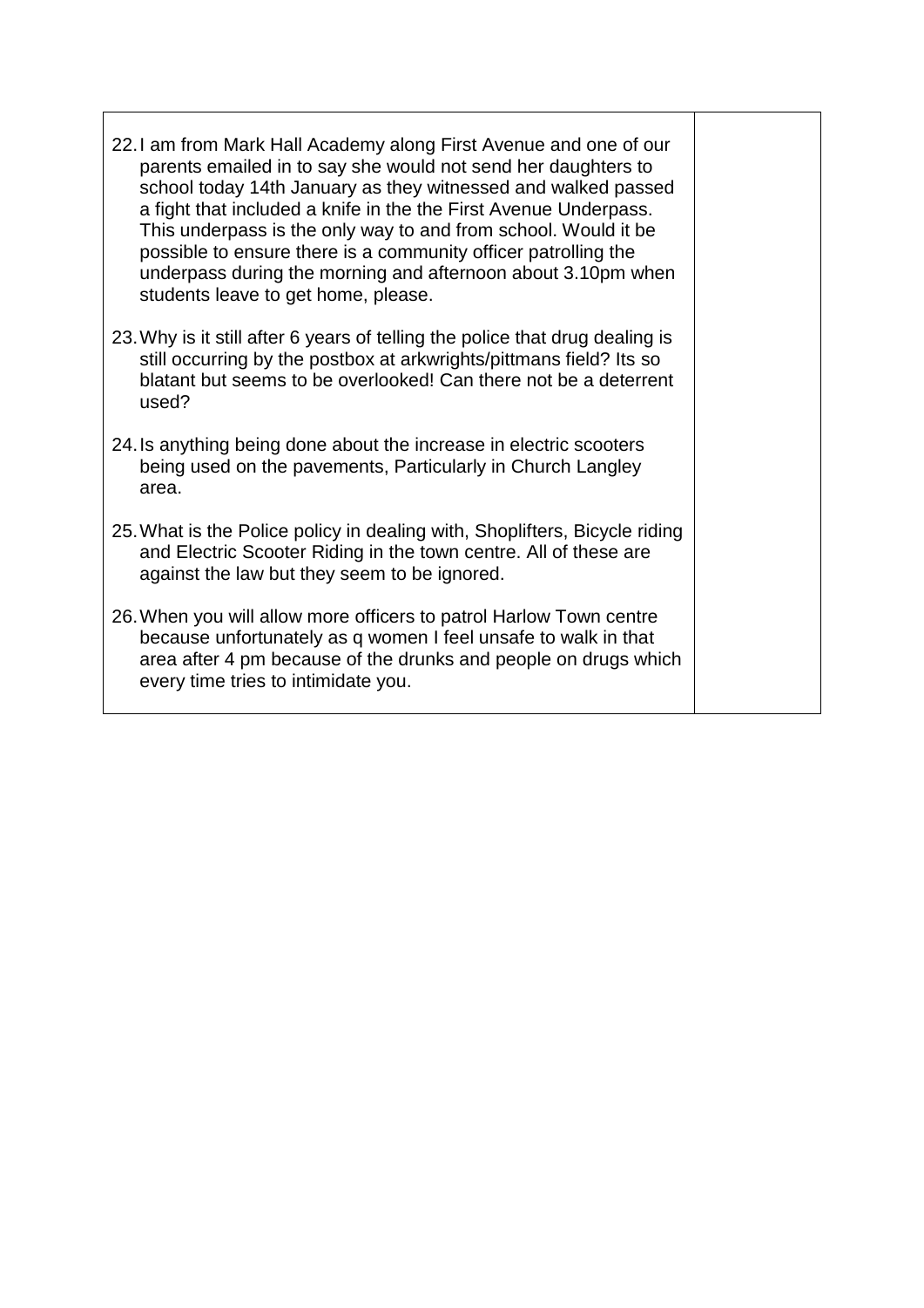| | |
|---|---|
| 22. I am from Mark Hall Academy along First Avenue and one of our parents emailed in to say she would not send her daughters to school today 14th January as they witnessed and walked passed a fight that included a knife in the the First Avenue Underpass. This underpass is the only way to and from school. Would it be possible to ensure there is a community officer patrolling the underpass during the morning and afternoon about 3.10pm when students leave to get home, please.<br><br>23. Why is it still after 6 years of telling the police that drug dealing is still occurring by the postbox at arkwrights/pittmans field? Its so blatant but seems to be overlooked! Can there not be a deterrent used?<br><br>24. Is anything being done about the increase in electric scooters being used on the pavements, Particularly in Church Langley area.<br><br>25. What is the Police policy in dealing with, Shoplifters, Bicycle riding and Electric Scooter Riding in the town centre. All of these are against the law but they seem to be ignored.<br><br>26. When you will allow more officers to patrol Harlow Town centre because unfortunately as q women I feel unsafe to walk in that area after 4 pm because of the drunks and people on drugs which every time tries to intimidate you. | |